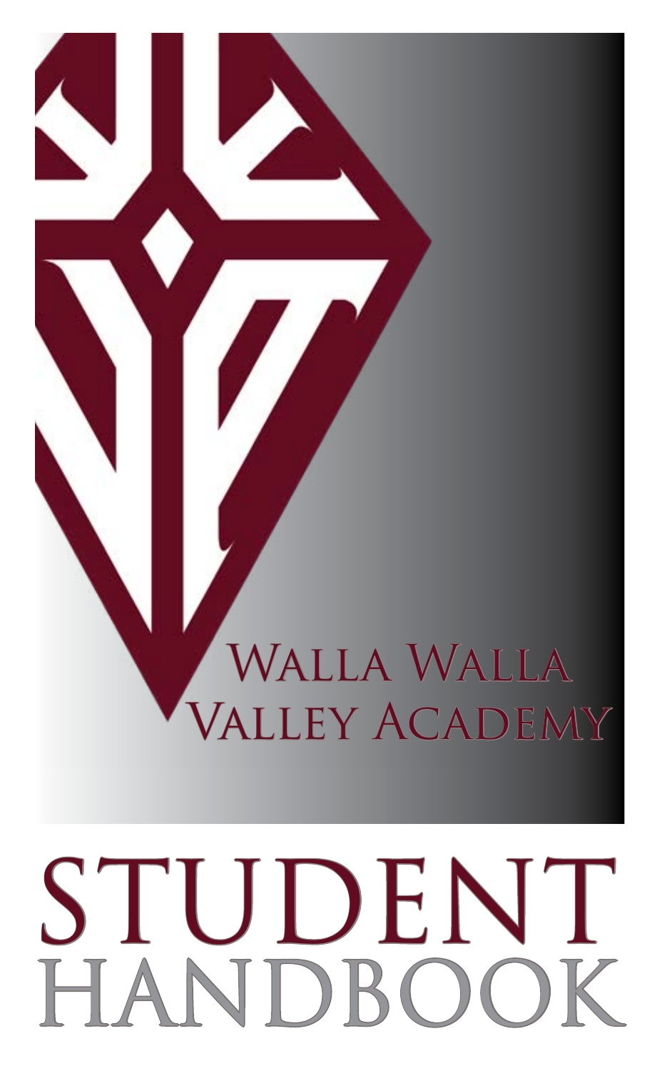# Walla Walla Valley Academy

# STUDENT HANDBOOK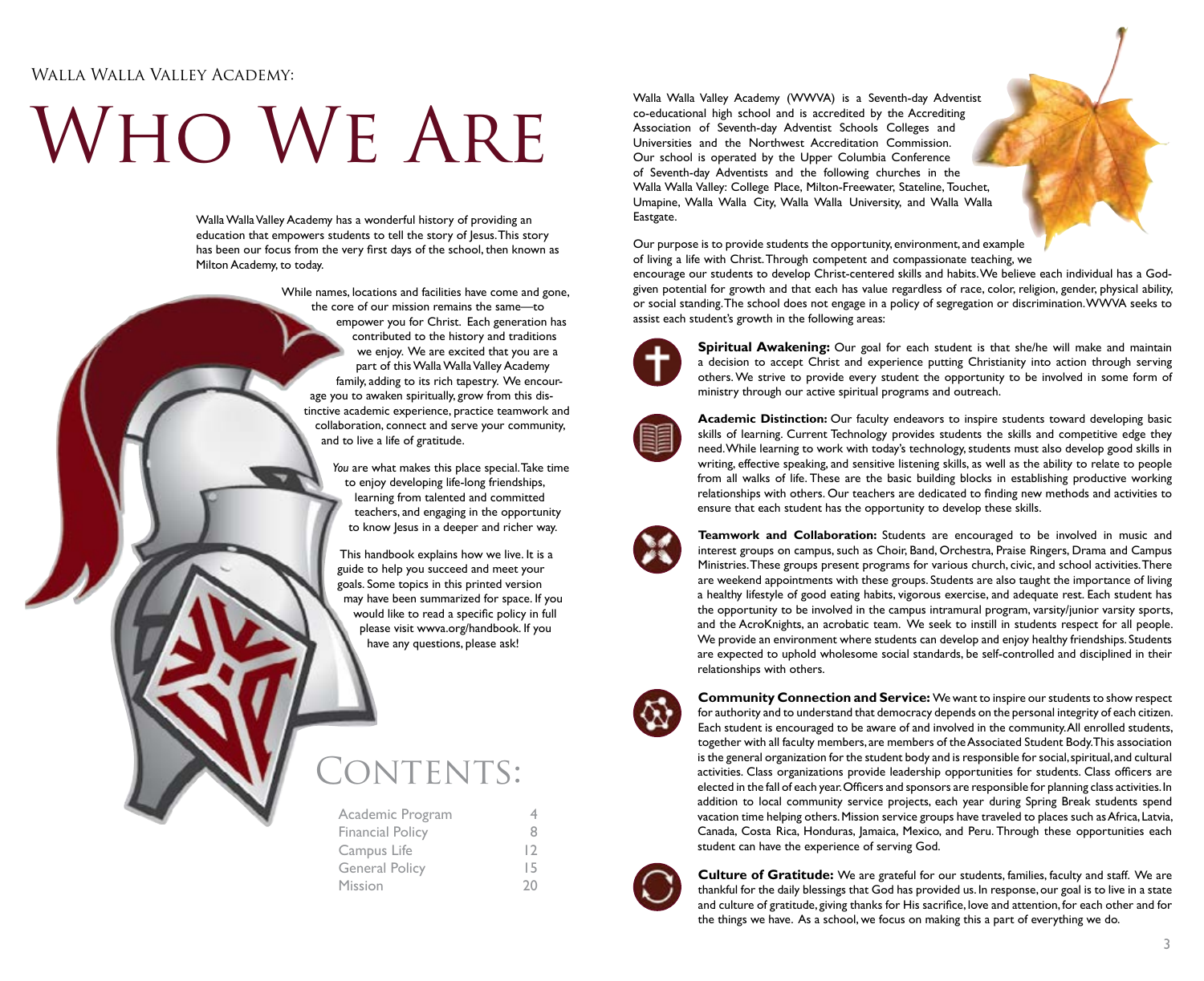Walla Walla Valley Academy:

# Who We Are

Walla Walla Valley Academy has a wonderful history of providing an education that empowers students to tell the story of Jesus. This story has been our focus from the very first days of the school, then known as Milton Academy, to today.

While names, locations and facilities have come and gone, the core of our mission remains the same—to empower you for Christ. Each generation has contributed to the history and traditions we enjoy. We are excited that you are a part of this Walla Walla Valley Academy family, adding to its rich tapestry. We encourage you to awaken spiritually, grow from this distinctive academic experience, practice teamwork and collaboration, connect and serve your community, and to live a life of gratitude.

*You* are what makes this place special. Take time to enjoy developing life-long friendships, learning from talented and committed teachers, and engaging in the opportunity to know Jesus in a deeper and richer way.

This handbook explains how we live. It is a guide to help you succeed and meet your goals. Some topics in this printed version may have been summarized for space. If you would like to read a specific policy in full please visit wwva.org/handbook. If you have any questions, please ask!

## Contents:

| | |
|---|---|
| Academic Program | 4 |
| Financial Policy | 8 |
| Campus Life | 12 |
| General Policy | 15 |
| Mission | 20 |

Walla Walla Valley Academy (WWVA) is a Seventh-day Adventist co-educational high school and is accredited by the Accrediting Association of Seventh-day Adventist Schools Colleges and Universities and the Northwest Accreditation Commission. Our school is operated by the Upper Columbia Conference of Seventh-day Adventists and the following churches in the Walla Walla Valley: College Place, Milton-Freewater, Stateline, Touchet, Umapine, Walla Walla City, Walla Walla University, and Walla Walla Eastgate.

Our purpose is to provide students the opportunity, environment, and example of living a life with Christ. Through competent and compassionate teaching, we encourage our students to develop Christ-centered skills and habits. We believe each individual has a God-given potential for growth and that each has value regardless of race, color, religion, gender, physical ability, or social standing. The school does not engage in a policy of segregation or discrimination. WWVA seeks to assist each student's growth in the following areas:

**Spiritual Awakening:** Our goal for each student is that she/he will make and maintain a decision to accept Christ and experience putting Christianity into action through serving others. We strive to provide every student the opportunity to be involved in some form of ministry through our active spiritual programs and outreach.

**Academic Distinction:** Our faculty endeavors to inspire students toward developing basic skills of learning. Current Technology provides students the skills and competitive edge they need. While learning to work with today's technology, students must also develop good skills in writing, effective speaking, and sensitive listening skills, as well as the ability to relate to people from all walks of life. These are the basic building blocks in establishing productive working relationships with others. Our teachers are dedicated to finding new methods and activities to ensure that each student has the opportunity to develop these skills.

**Teamwork and Collaboration:** Students are encouraged to be involved in music and interest groups on campus, such as Choir, Band, Orchestra, Praise Ringers, Drama and Campus Ministries. These groups present programs for various church, civic, and school activities. There are weekend appointments with these groups. Students are also taught the importance of living a healthy lifestyle of good eating habits, vigorous exercise, and adequate rest. Each student has the opportunity to be involved in the campus intramural program, varsity/junior varsity sports, and the AcroKnights, an acrobatic team. We seek to instill in students respect for all people. We provide an environment where students can develop and enjoy healthy friendships. Students are expected to uphold wholesome social standards, be self-controlled and disciplined in their relationships with others.

**Community Connection and Service:** We want to inspire our students to show respect for authority and to understand that democracy depends on the personal integrity of each citizen. Each student is encouraged to be aware of and involved in the community. All enrolled students, together with all faculty members, are members of the Associated Student Body. This association is the general organization for the student body and is responsible for social, spiritual, and cultural activities. Class organizations provide leadership opportunities for students. Class officers are elected in the fall of each year. Officers and sponsors are responsible for planning class activities. In addition to local community service projects, each year during Spring Break students spend vacation time helping others. Mission service groups have traveled to places such as Africa, Latvia, Canada, Costa Rica, Honduras, Jamaica, Mexico, and Peru. Through these opportunities each student can have the experience of serving God.

**Culture of Gratitude:** We are grateful for our students, families, faculty and staff. We are thankful for the daily blessings that God has provided us. In response, our goal is to live in a state and culture of gratitude, giving thanks for His sacrifice, love and attention, for each other and for the things we have. As a school, we focus on making this a part of everything we do.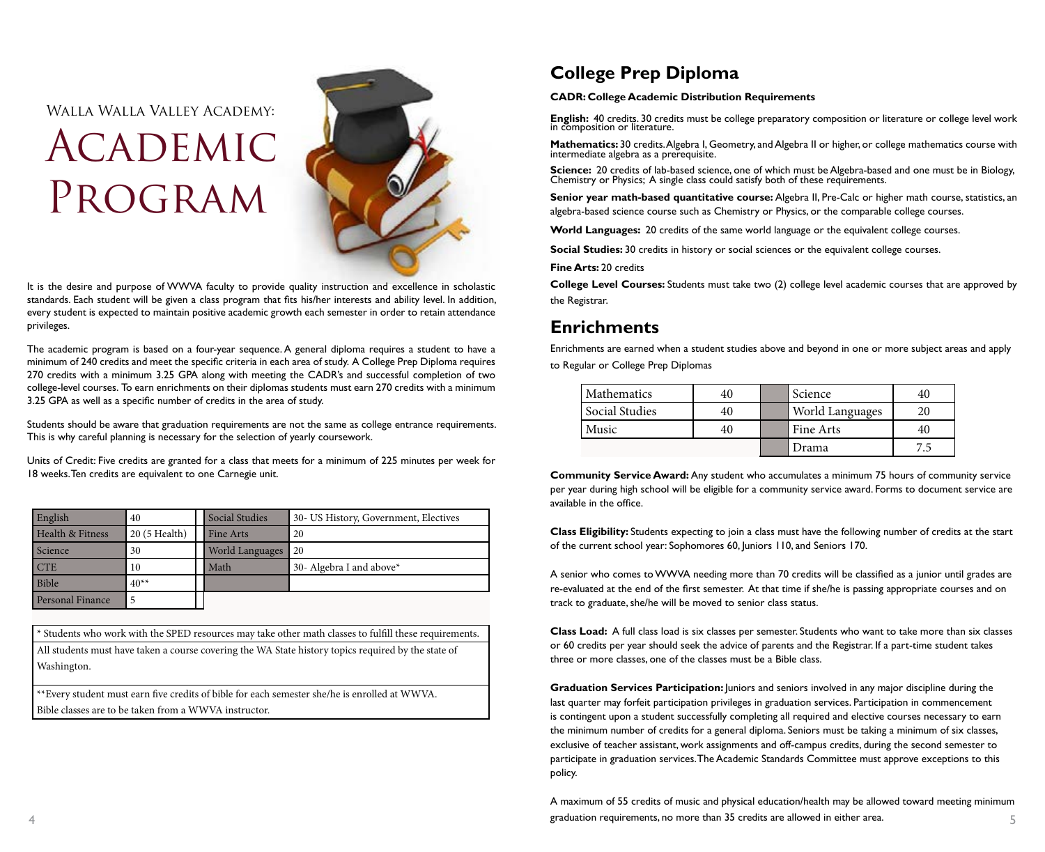Walla Walla Valley Academy:

# Academic Program

It is the desire and purpose of WWVA faculty to provide quality instruction and excellence in scholastic standards. Each student will be given a class program that fits his/her interests and ability level. In addition, every student is expected to maintain positive academic growth each semester in order to retain attendance privileges.

The academic program is based on a four-year sequence. A general diploma requires a student to have a minimum of 240 credits and meet the specific criteria in each area of study. A College Prep Diploma requires 270 credits with a minimum 3.25 GPA along with meeting the CADR's and successful completion of two college-level courses. To earn enrichments on their diplomas students must earn 270 credits with a minimum 3.25 GPA as well as a specific number of credits in the area of study.

Students should be aware that graduation requirements are not the same as college entrance requirements. This is why careful planning is necessary for the selection of yearly coursework.

Units of Credit: Five credits are granted for a class that meets for a minimum of 225 minutes per week for 18 weeks. Ten credits are equivalent to one Carnegie unit.

| | | | |
|---|---|---|---|
| English | 40 | Social Studies | 30- US History, Government, Electives |
| Health & Fitness | 20 (5 Health) | Fine Arts | 20 |
| Science | 30 | World Languages | 20 |
| CTE | 10 | Math | 30- Algebra I and above* |
| Bible | 40** | | |
| Personal Finance | 5 | | |

\* Students who work with the SPED resources may take other math classes to fulfill these requirements.

All students must have taken a course covering the WA State history topics required by the state of Washington.

\*\*Every student must earn five credits of bible for each semester she/he is enrolled at WWVA. Bible classes are to be taken from a WWVA instructor.

## College Prep Diploma

**CADR: College Academic Distribution Requirements**

**English:** 40 credits. 30 credits must be college preparatory composition or literature or college level work in composition or literature.

**Mathematics:** 30 credits. Algebra I, Geometry, and Algebra II or higher, or college mathematics course with intermediate algebra as a prerequisite.

**Science:** 20 credits of lab-based science, one of which must be Algebra-based and one must be in Biology, Chemistry or Physics; A single class could satisfy both of these requirements.

**Senior year math-based quantitative course:** Algebra II, Pre-Calc or higher math course, statistics, an algebra-based science course such as Chemistry or Physics, or the comparable college courses.

**World Languages:** 20 credits of the same world language or the equivalent college courses.

**Social Studies:** 30 credits in history or social sciences or the equivalent college courses.

**Fine Arts:** 20 credits

**College Level Courses:** Students must take two (2) college level academic courses that are approved by the Registrar.

## Enrichments

Enrichments are earned when a student studies above and beyond in one or more subject areas and apply to Regular or College Prep Diplomas

| | | | |
|---|---|---|---|
| Mathematics | 40 | Science | 40 |
| Social Studies | 40 | World Languages | 20 |
| Music | 40 | Fine Arts | 40 |
| | | Drama | 7.5 |

**Community Service Award:** Any student who accumulates a minimum 75 hours of community service per year during high school will be eligible for a community service award. Forms to document service are available in the office.

**Class Eligibility:** Students expecting to join a class must have the following number of credits at the start of the current school year: Sophomores 60, Juniors 110, and Seniors 170.

A senior who comes to WWVA needing more than 70 credits will be classified as a junior until grades are re-evaluated at the end of the first semester. At that time if she/he is passing appropriate courses and on track to graduate, she/he will be moved to senior class status.

**Class Load:** A full class load is six classes per semester. Students who want to take more than six classes or 60 credits per year should seek the advice of parents and the Registrar. If a part-time student takes three or more classes, one of the classes must be a Bible class.

**Graduation Services Participation:** Juniors and seniors involved in any major discipline during the last quarter may forfeit participation privileges in graduation services. Participation in commencement is contingent upon a student successfully completing all required and elective courses necessary to earn the minimum number of credits for a general diploma. Seniors must be taking a minimum of six classes, exclusive of teacher assistant, work assignments and off-campus credits, during the second semester to participate in graduation services. The Academic Standards Committee must approve exceptions to this policy.

A maximum of 55 credits of music and physical education/health may be allowed toward meeting minimum graduation requirements, no more than 35 credits are allowed in either area.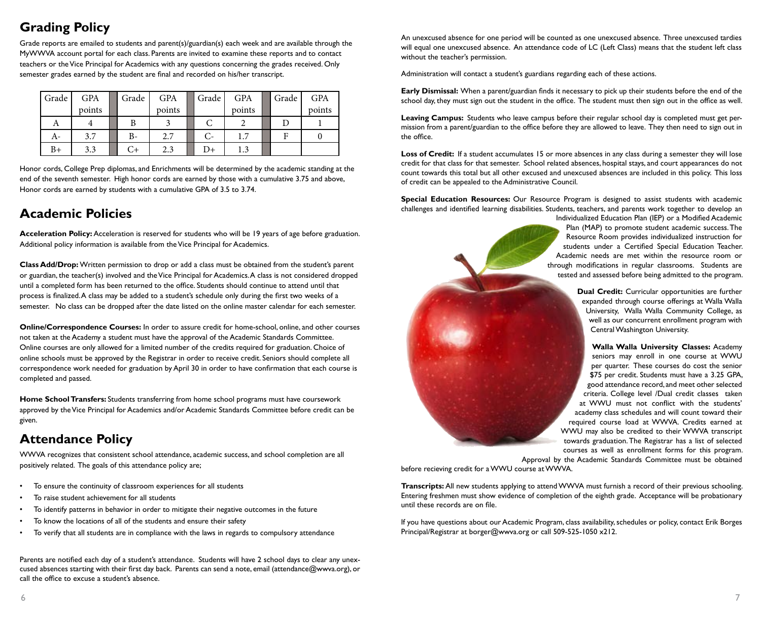## Grading Policy

Grade reports are emailed to students and parent(s)/guardian(s) each week and are available through the MyWWVA account portal for each class. Parents are invited to examine these reports and to contact teachers or the Vice Principal for Academics with any questions concerning the grades received. Only semester grades earned by the student are final and recorded on his/her transcript.

| Grade | GPA points | Grade | GPA points | Grade | GPA points | Grade | GPA points |
|---|---|---|---|---|---|---|---|
| A | 4 | B | 3 | C | 2 | D | 1 |
| A- | 3.7 | B- | 2.7 | C- | 1.7 | F | 0 |
| B+ | 3.3 | C+ | 2.3 | D+ | 1.3 | | |

Honor cords, College Prep diplomas, and Enrichments will be determined by the academic standing at the end of the seventh semester. High honor cords are earned by those with a cumulative 3.75 and above, Honor cords are earned by students with a cumulative GPA of 3.5 to 3.74.

## Academic Policies

**Acceleration Policy:** Acceleration is reserved for students who will be 19 years of age before graduation. Additional policy information is available from the Vice Principal for Academics.

**Class Add/Drop:** Written permission to drop or add a class must be obtained from the student's parent or guardian, the teacher(s) involved and the Vice Principal for Academics. A class is not considered dropped until a completed form has been returned to the office. Students should continue to attend until that process is finalized. A class may be added to a student's schedule only during the first two weeks of a semester. No class can be dropped after the date listed on the online master calendar for each semester.

**Online/Correspondence Courses:** In order to assure credit for home-school, online, and other courses not taken at the Academy a student must have the approval of the Academic Standards Committee. Online courses are only allowed for a limited number of the credits required for graduation. Choice of online schools must be approved by the Registrar in order to receive credit. Seniors should complete all correspondence work needed for graduation by April 30 in order to have confirmation that each course is completed and passed.

**Home School Transfers:** Students transferring from home school programs must have coursework approved by the Vice Principal for Academics and/or Academic Standards Committee before credit can be given.

## Attendance Policy

WWVA recognizes that consistent school attendance, academic success, and school completion are all positively related. The goals of this attendance policy are;

- To ensure the continuity of classroom experiences for all students
- To raise student achievement for all students
- To identify patterns in behavior in order to mitigate their negative outcomes in the future
- To know the locations of all of the students and ensure their safety
- To verify that all students are in compliance with the laws in regards to compulsory attendance

Parents are notified each day of a student's attendance. Students will have 2 school days to clear any unexcused absences starting with their first day back. Parents can send a note, email (attendance@wwva.org), or call the office to excuse a student's absence.

An unexcused absence for one period will be counted as one unexcused absence. Three unexcused tardies will equal one unexcused absence. An attendance code of LC (Left Class) means that the student left class without the teacher's permission.

Administration will contact a student's guardians regarding each of these actions.

**Early Dismissal:** When a parent/guardian finds it necessary to pick up their students before the end of the school day, they must sign out the student in the office. The student must then sign out in the office as well.

**Leaving Campus:** Students who leave campus before their regular school day is completed must get permission from a parent/guardian to the office before they are allowed to leave. They then need to sign out in the office.

**Loss of Credit:** If a student accumulates 15 or more absences in any class during a semester they will lose credit for that class for that semester. School related absences, hospital stays, and court appearances do not count towards this total but all other excused and unexcused absences are included in this policy. This loss of credit can be appealed to the Administrative Council.

**Special Education Resources:** Our Resource Program is designed to assist students with academic challenges and identified learning disabilities. Students, teachers, and parents work together to develop an Individualized Education Plan (IEP) or a Modified Academic Plan (MAP) to promote student academic success. The Resource Room provides individualized instruction for students under a Certified Special Education Teacher. Academic needs are met within the resource room or through modifications in regular classrooms. Students are tested and assessed before being admitted to the program.

**Dual Credit:** Curricular opportunities are further expanded through course offerings at Walla Walla University, Walla Walla Community College, as well as our concurrent enrollment program with Central Washington University.

**Walla Walla University Classes:** Academy seniors may enroll in one course at WWU per quarter. These courses do cost the senior $75 per credit. Students must have a 3.25 GPA, good attendance record, and meet other selected criteria. College level /Dual credit classes taken at WWU must not conflict with the students' academy class schedules and will count toward their required course load at WWVA. Credits earned at WWU may also be credited to their WWVA transcript towards graduation. The Registrar has a list of selected courses as well as enrollment forms for this program. Approval by the Academic Standards Committee must be obtained before recieving credit for a WWU course at WWVA.

**Transcripts:** All new students applying to attend WWVA must furnish a record of their previous schooling. Entering freshmen must show evidence of completion of the eighth grade. Acceptance will be probationary until these records are on file.

If you have questions about our Academic Program, class availability, schedules or policy, contact Erik Borges Principal/Registrar at borger@wwva.org or call 509-525-1050 x212.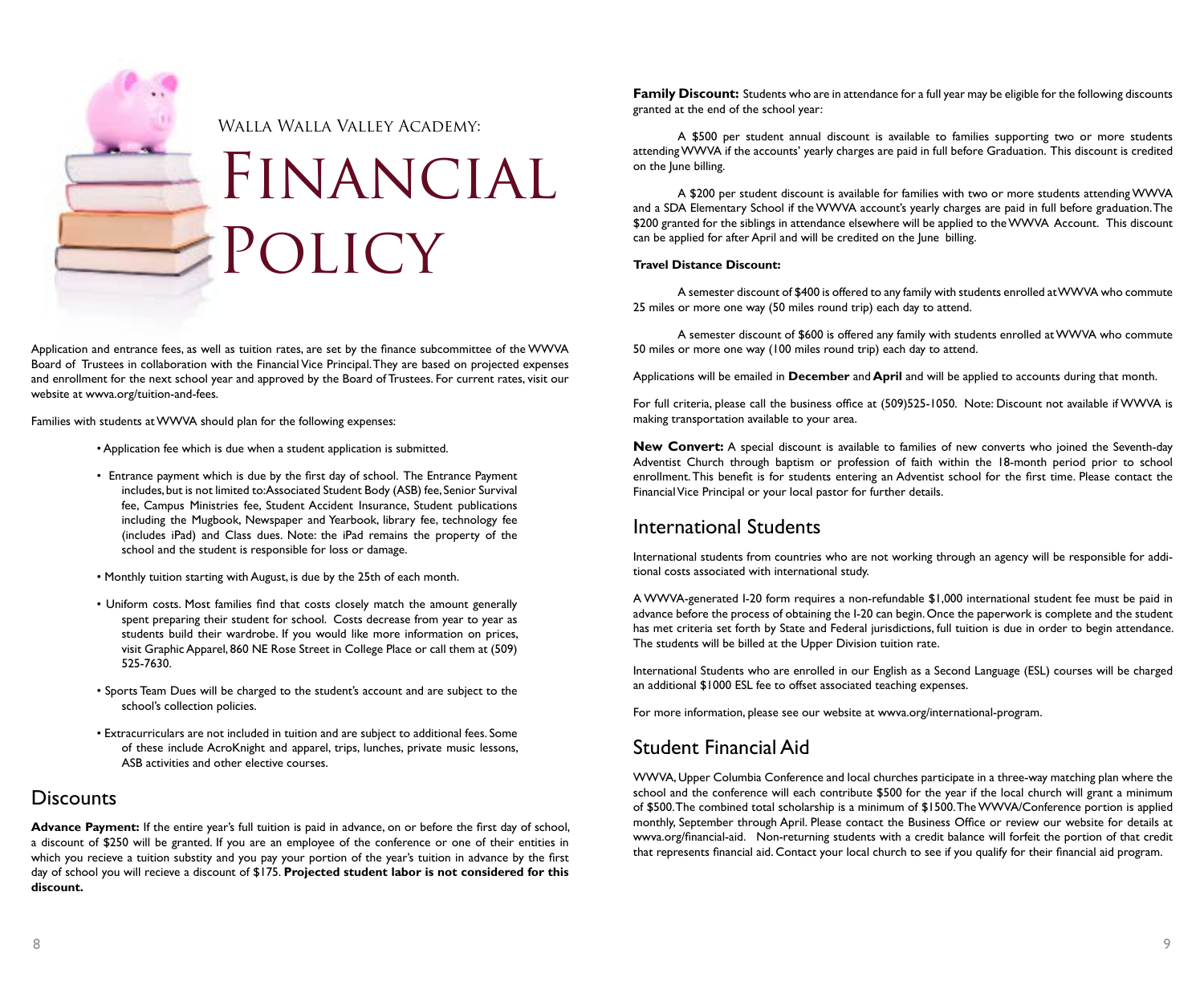Walla Walla Valley Academy:

# Financial Policy

Application and entrance fees, as well as tuition rates, are set by the finance subcommittee of the WWVA Board of Trustees in collaboration with the Financial Vice Principal. They are based on projected expenses and enrollment for the next school year and approved by the Board of Trustees. For current rates, visit our website at wwva.org/tuition-and-fees.

Families with students at WWVA should plan for the following expenses:

- Application fee which is due when a student application is submitted.
- Entrance payment which is due by the first day of school. The Entrance Payment includes, but is not limited to: Associated Student Body (ASB) fee, Senior Survival fee, Campus Ministries fee, Student Accident Insurance, Student publications including the Mugbook, Newspaper and Yearbook, library fee, technology fee (includes iPad) and Class dues. Note: the iPad remains the property of the school and the student is responsible for loss or damage.
- Monthly tuition starting with August, is due by the 25th of each month.
- Uniform costs. Most families find that costs closely match the amount generally spent preparing their student for school. Costs decrease from year to year as students build their wardrobe. If you would like more information on prices, visit Graphic Apparel, 860 NE Rose Street in College Place or call them at (509) 525-7630.
- Sports Team Dues will be charged to the student's account and are subject to the school's collection policies.
- Extracurriculars are not included in tuition and are subject to additional fees. Some of these include AcroKnight and apparel, trips, lunches, private music lessons, ASB activities and other elective courses.

## Discounts

**Advance Payment:** If the entire year's full tuition is paid in advance, on or before the first day of school, a discount of $250 will be granted. If you are an employee of the conference or one of their entities in which you recieve a tuition substity and you pay your portion of the year's tuition in advance by the first day of school you will recieve a discount of $175. **Projected student labor is not considered for this discount.**

**Family Discount:** Students who are in attendance for a full year may be eligible for the following discounts granted at the end of the school year:

A $500 per student annual discount is available to families supporting two or more students attending WWVA if the accounts' yearly charges are paid in full before Graduation. This discount is credited on the June billing.

A $200 per student discount is available for families with two or more students attending WWVA and a SDA Elementary School if the WWVA account's yearly charges are paid in full before graduation. The $200 granted for the siblings in attendance elsewhere will be applied to the WWVA Account. This discount can be applied for after April and will be credited on the June billing.

**Travel Distance Discount:**

A semester discount of $400 is offered to any family with students enrolled at WWVA who commute 25 miles or more one way (50 miles round trip) each day to attend.

A semester discount of $600 is offered any family with students enrolled at WWVA who commute 50 miles or more one way (100 miles round trip) each day to attend.

Applications will be emailed in **December** and **April** and will be applied to accounts during that month.

For full criteria, please call the business office at (509)525-1050. Note: Discount not available if WWVA is making transportation available to your area.

**New Convert:** A special discount is available to families of new converts who joined the Seventh-day Adventist Church through baptism or profession of faith within the 18-month period prior to school enrollment. This benefit is for students entering an Adventist school for the first time. Please contact the Financial Vice Principal or your local pastor for further details.

## International Students

International students from countries who are not working through an agency will be responsible for additional costs associated with international study.

A WWVA-generated I-20 form requires a non-refundable $1,000 international student fee must be paid in advance before the process of obtaining the I-20 can begin. Once the paperwork is complete and the student has met criteria set forth by State and Federal jurisdictions, full tuition is due in order to begin attendance. The students will be billed at the Upper Division tuition rate.

International Students who are enrolled in our English as a Second Language (ESL) courses will be charged an additional $1000 ESL fee to offset associated teaching expenses.

For more information, please see our website at wwva.org/international-program.

## Student Financial Aid

WWVA, Upper Columbia Conference and local churches participate in a three-way matching plan where the school and the conference will each contribute $500 for the year if the local church will grant a minimum of $500. The combined total scholarship is a minimum of $1500. The WWVA/Conference portion is applied monthly, September through April. Please contact the Business Office or review our website for details at wwva.org/financial-aid. Non-returning students with a credit balance will forfeit the portion of that credit that represents financial aid. Contact your local church to see if you qualify for their financial aid program.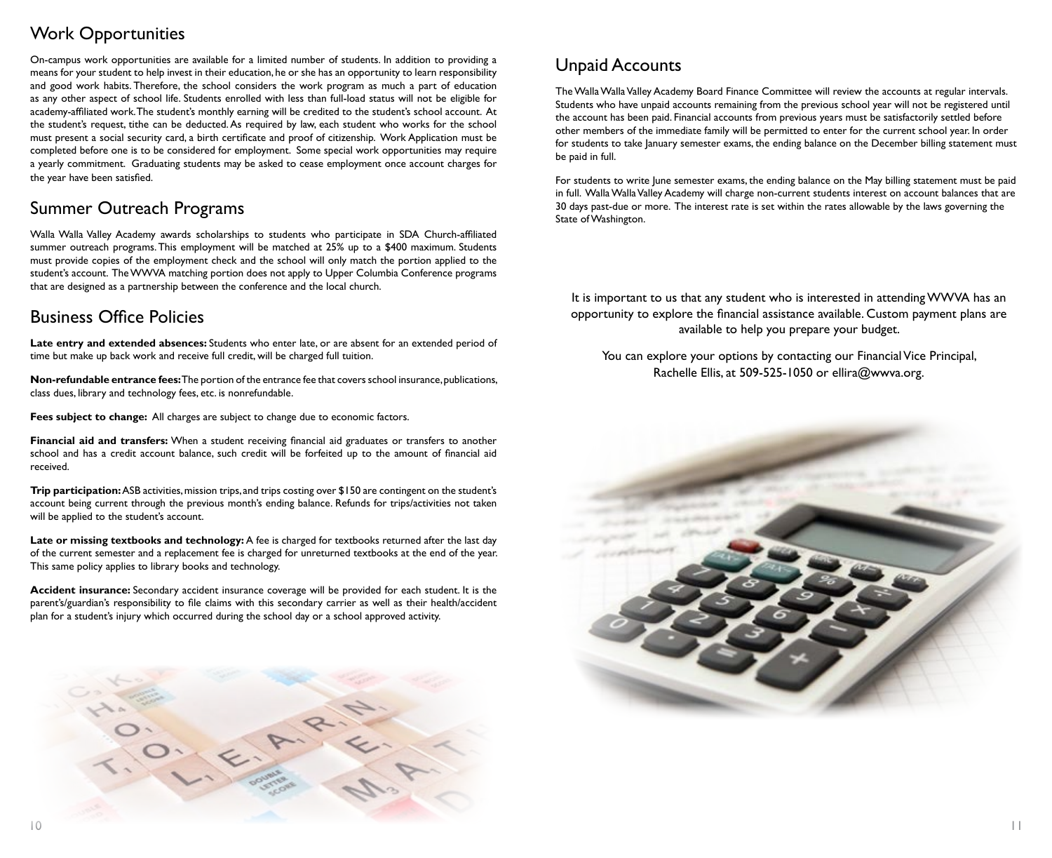## Work Opportunities

On-campus work opportunities are available for a limited number of students. In addition to providing a means for your student to help invest in their education, he or she has an opportunity to learn responsibility and good work habits. Therefore, the school considers the work program as much a part of education as any other aspect of school life. Students enrolled with less than full-load status will not be eligible for academy-affiliated work. The student's monthly earning will be credited to the student's school account. At the student's request, tithe can be deducted. As required by law, each student who works for the school must present a social security card, a birth certificate and proof of citizenship. Work Application must be completed before one is to be considered for employment. Some special work opportunities may require a yearly commitment. Graduating students may be asked to cease employment once account charges for the year have been satisfied.

## Summer Outreach Programs

Walla Walla Valley Academy awards scholarships to students who participate in SDA Church-affiliated summer outreach programs. This employment will be matched at 25% up to a $400 maximum. Students must provide copies of the employment check and the school will only match the portion applied to the student's account. The WWVA matching portion does not apply to Upper Columbia Conference programs that are designed as a partnership between the conference and the local church.

## Business Office Policies

**Late entry and extended absences:** Students who enter late, or are absent for an extended period of time but make up back work and receive full credit, will be charged full tuition.

**Non-refundable entrance fees:** The portion of the entrance fee that covers school insurance, publications, class dues, library and technology fees, etc. is nonrefundable.

**Fees subject to change:** All charges are subject to change due to economic factors.

**Financial aid and transfers:** When a student receiving financial aid graduates or transfers to another school and has a credit account balance, such credit will be forfeited up to the amount of financial aid received.

**Trip participation:** ASB activities, mission trips, and trips costing over $150 are contingent on the student's account being current through the previous month's ending balance. Refunds for trips/activities not taken will be applied to the student's account.

**Late or missing textbooks and technology:** A fee is charged for textbooks returned after the last day of the current semester and a replacement fee is charged for unreturned textbooks at the end of the year. This same policy applies to library books and technology.

**Accident insurance:** Secondary accident insurance coverage will be provided for each student. It is the parent's/guardian's responsibility to file claims with this secondary carrier as well as their health/accident plan for a student's injury which occurred during the school day or a school approved activity.

## Unpaid Accounts

The Walla Walla Valley Academy Board Finance Committee will review the accounts at regular intervals. Students who have unpaid accounts remaining from the previous school year will not be registered until the account has been paid. Financial accounts from previous years must be satisfactorily settled before other members of the immediate family will be permitted to enter for the current school year. In order for students to take January semester exams, the ending balance on the December billing statement must be paid in full.

For students to write June semester exams, the ending balance on the May billing statement must be paid in full. Walla Walla Valley Academy will charge non-current students interest on account balances that are 30 days past-due or more. The interest rate is set within the rates allowable by the laws governing the State of Washington.

It is important to us that any student who is interested in attending WWVA has an opportunity to explore the financial assistance available. Custom payment plans are available to help you prepare your budget.

You can explore your options by contacting our Financial Vice Principal, Rachelle Ellis, at 509-525-1050 or ellira@wwva.org.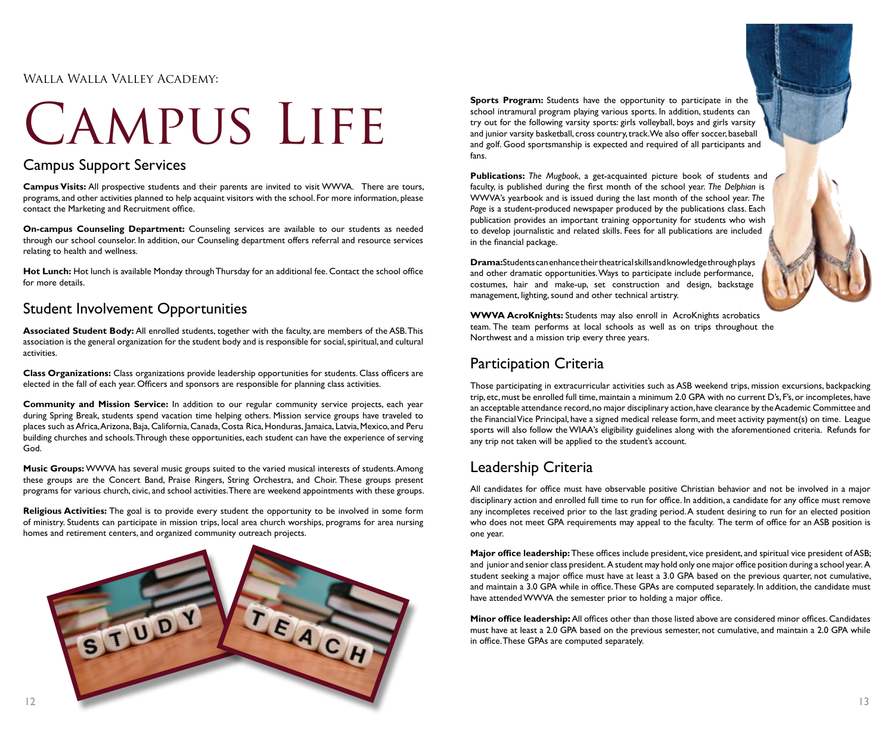Walla Walla Valley Academy:

# Campus Life

## Campus Support Services

**Campus Visits:** All prospective students and their parents are invited to visit WWVA. There are tours, programs, and other activities planned to help acquaint visitors with the school. For more information, please contact the Marketing and Recruitment office.

**On-campus Counseling Department:** Counseling services are available to our students as needed through our school counselor. In addition, our Counseling department offers referral and resource services relating to health and wellness.

**Hot Lunch:** Hot lunch is available Monday through Thursday for an additional fee. Contact the school office for more details.

## Student Involvement Opportunities

**Associated Student Body:** All enrolled students, together with the faculty, are members of the ASB. This association is the general organization for the student body and is responsible for social, spiritual, and cultural activities.

**Class Organizations:** Class organizations provide leadership opportunities for students. Class officers are elected in the fall of each year. Officers and sponsors are responsible for planning class activities.

**Community and Mission Service:** In addition to our regular community service projects, each year during Spring Break, students spend vacation time helping others. Mission service groups have traveled to places such as Africa, Arizona, Baja, California, Canada, Costa Rica, Honduras, Jamaica, Latvia, Mexico, and Peru building churches and schools. Through these opportunities, each student can have the experience of serving God.

**Music Groups:** WWVA has several music groups suited to the varied musical interests of students. Among these groups are the Concert Band, Praise Ringers, String Orchestra, and Choir. These groups present programs for various church, civic, and school activities. There are weekend appointments with these groups.

**Religious Activities:** The goal is to provide every student the opportunity to be involved in some form of ministry. Students can participate in mission trips, local area church worships, programs for area nursing homes and retirement centers, and organized community outreach projects.

**Sports Program:** Students have the opportunity to participate in the school intramural program playing various sports. In addition, students can try out for the following varsity sports: girls volleyball, boys and girls varsity and junior varsity basketball, cross country, track. We also offer soccer, baseball and golf. Good sportsmanship is expected and required of all participants and fans.

**Publications:** *The Mugbook*, a get-acquainted picture book of students and faculty, is published during the first month of the school year. *The Delphian* is WWVA's yearbook and is issued during the last month of the school year. *The Page* is a student-produced newspaper produced by the publications class. Each publication provides an important training opportunity for students who wish to develop journalistic and related skills. Fees for all publications are included in the financial package.

**Drama:** Students can enhance their theatrical skills and knowledge through plays and other dramatic opportunities. Ways to participate include performance, costumes, hair and make-up, set construction and design, backstage management, lighting, sound and other technical artistry.

**WWVA AcroKnights:** Students may also enroll in AcroKnights acrobatics team. The team performs at local schools as well as on trips throughout the Northwest and a mission trip every three years.

## Participation Criteria

Those participating in extracurricular activities such as ASB weekend trips, mission excursions, backpacking trip, etc, must be enrolled full time, maintain a minimum 2.0 GPA with no current D's, F's, or incompletes, have an acceptable attendance record, no major disciplinary action, have clearance by the Academic Committee and the Financial Vice Principal, have a signed medical release form, and meet activity payment(s) on time. League sports will also follow the WIAA's eligibility guidelines along with the aforementioned criteria. Refunds for any trip not taken will be applied to the student's account.

## Leadership Criteria

All candidates for office must have observable positive Christian behavior and not be involved in a major disciplinary action and enrolled full time to run for office. In addition, a candidate for any office must remove any incompletes received prior to the last grading period. A student desiring to run for an elected position who does not meet GPA requirements may appeal to the faculty. The term of office for an ASB position is one year.

**Major office leadership:** These offices include president, vice president, and spiritual vice president of ASB; and junior and senior class president. A student may hold only one major office position during a school year. A student seeking a major office must have at least a 3.0 GPA based on the previous quarter, not cumulative, and maintain a 3.0 GPA while in office. These GPAs are computed separately. In addition, the candidate must have attended WWVA the semester prior to holding a major office.

**Minor office leadership:** All offices other than those listed above are considered minor offices. Candidates must have at least a 2.0 GPA based on the previous semester, not cumulative, and maintain a 2.0 GPA while in office. These GPAs are computed separately.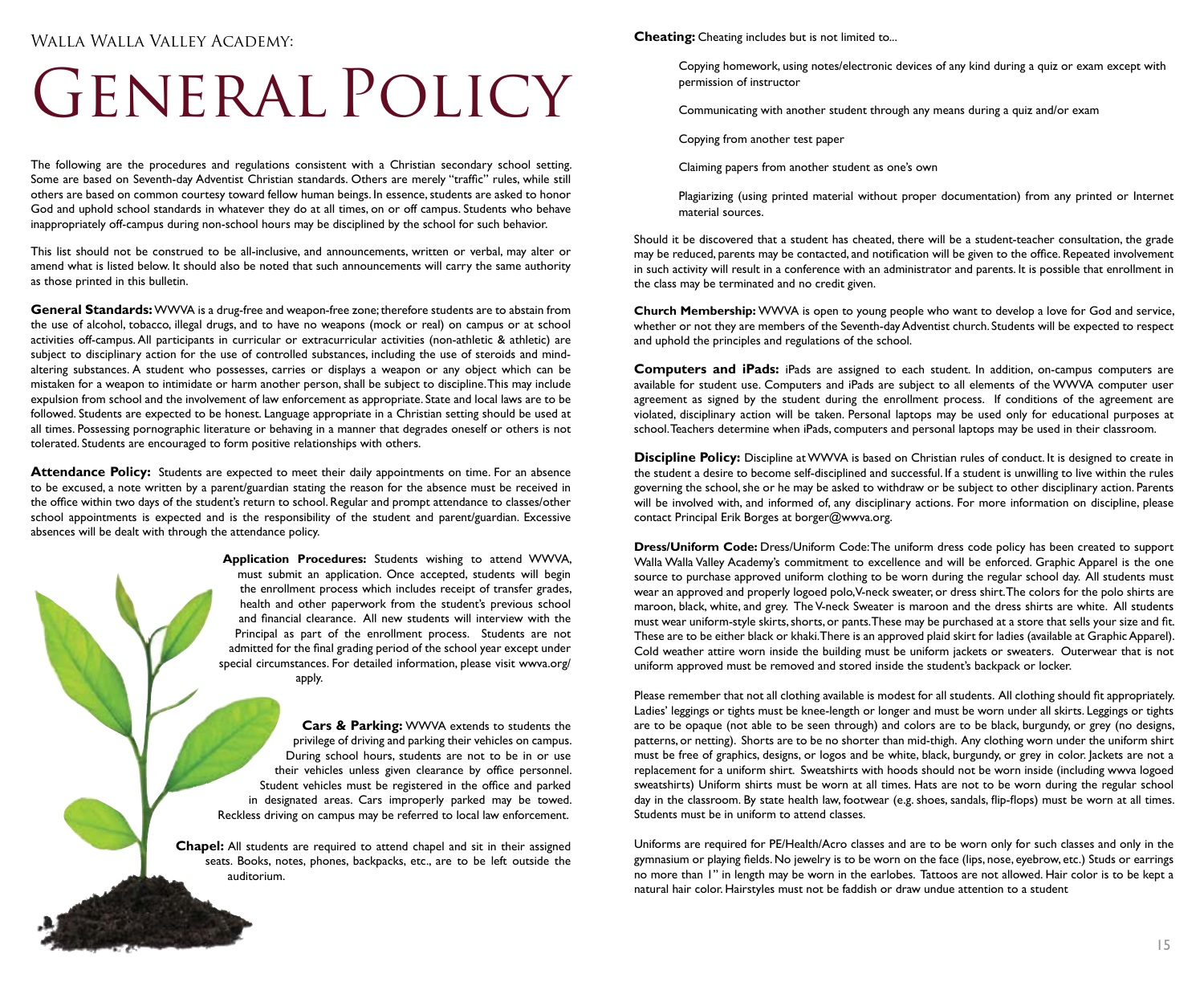Walla Walla Valley Academy:

# General Policy

The following are the procedures and regulations consistent with a Christian secondary school setting. Some are based on Seventh-day Adventist Christian standards. Others are merely "traffic" rules, while still others are based on common courtesy toward fellow human beings. In essence, students are asked to honor God and uphold school standards in whatever they do at all times, on or off campus. Students who behave inappropriately off-campus during non-school hours may be disciplined by the school for such behavior.

This list should not be construed to be all-inclusive, and announcements, written or verbal, may alter or amend what is listed below. It should also be noted that such announcements will carry the same authority as those printed in this bulletin.

**General Standards:** WWVA is a drug-free and weapon-free zone; therefore students are to abstain from the use of alcohol, tobacco, illegal drugs, and to have no weapons (mock or real) on campus or at school activities off-campus. All participants in curricular or extracurricular activities (non-athletic & athletic) are subject to disciplinary action for the use of controlled substances, including the use of steroids and mind-altering substances. A student who possesses, carries or displays a weapon or any object which can be mistaken for a weapon to intimidate or harm another person, shall be subject to discipline. This may include expulsion from school and the involvement of law enforcement as appropriate. State and local laws are to be followed. Students are expected to be honest. Language appropriate in a Christian setting should be used at all times. Possessing pornographic literature or behaving in a manner that degrades oneself or others is not tolerated. Students are encouraged to form positive relationships with others.

**Attendance Policy:** Students are expected to meet their daily appointments on time. For an absence to be excused, a note written by a parent/guardian stating the reason for the absence must be received in the office within two days of the student's return to school. Regular and prompt attendance to classes/other school appointments is expected and is the responsibility of the student and parent/guardian. Excessive absences will be dealt with through the attendance policy.

**Application Procedures:** Students wishing to attend WWVA, must submit an application. Once accepted, students will begin the enrollment process which includes receipt of transfer grades, health and other paperwork from the student's previous school and financial clearance. All new students will interview with the Principal as part of the enrollment process. Students are not admitted for the final grading period of the school year except under special circumstances. For detailed information, please visit wwva.org/apply.

**Cars & Parking:** WWVA extends to students the privilege of driving and parking their vehicles on campus. During school hours, students are not to be in or use their vehicles unless given clearance by office personnel. Student vehicles must be registered in the office and parked in designated areas. Cars improperly parked may be towed. Reckless driving on campus may be referred to local law enforcement.

**Chapel:** All students are required to attend chapel and sit in their assigned seats. Books, notes, phones, backpacks, etc., are to be left outside the auditorium.

**Cheating:** Cheating includes but is not limited to...

Copying homework, using notes/electronic devices of any kind during a quiz or exam except with permission of instructor

Communicating with another student through any means during a quiz and/or exam

Copying from another test paper

Claiming papers from another student as one's own

Plagiarizing (using printed material without proper documentation) from any printed or Internet material sources.

Should it be discovered that a student has cheated, there will be a student-teacher consultation, the grade may be reduced, parents may be contacted, and notification will be given to the office. Repeated involvement in such activity will result in a conference with an administrator and parents. It is possible that enrollment in the class may be terminated and no credit given.

**Church Membership:** WWVA is open to young people who want to develop a love for God and service, whether or not they are members of the Seventh-day Adventist church. Students will be expected to respect and uphold the principles and regulations of the school.

**Computers and iPads:** iPads are assigned to each student. In addition, on-campus computers are available for student use. Computers and iPads are subject to all elements of the WWVA computer user agreement as signed by the student during the enrollment process. If conditions of the agreement are violated, disciplinary action will be taken. Personal laptops may be used only for educational purposes at school. Teachers determine when iPads, computers and personal laptops may be used in their classroom.

**Discipline Policy:** Discipline at WWVA is based on Christian rules of conduct. It is designed to create in the student a desire to become self-disciplined and successful. If a student is unwilling to live within the rules governing the school, she or he may be asked to withdraw or be subject to other disciplinary action. Parents will be involved with, and informed of, any disciplinary actions. For more information on discipline, please contact Principal Erik Borges at borger@wwva.org.

**Dress/Uniform Code:** Dress/Uniform Code: The uniform dress code policy has been created to support Walla Walla Valley Academy's commitment to excellence and will be enforced. Graphic Apparel is the one source to purchase approved uniform clothing to be worn during the regular school day. All students must wear an approved and properly logoed polo, V-neck sweater, or dress shirt. The colors for the polo shirts are maroon, black, white, and grey. The V-neck Sweater is maroon and the dress shirts are white. All students must wear uniform-style skirts, shorts, or pants. These may be purchased at a store that sells your size and fit. These are to be either black or khaki. There is an approved plaid skirt for ladies (available at Graphic Apparel). Cold weather attire worn inside the building must be uniform jackets or sweaters. Outerwear that is not uniform approved must be removed and stored inside the student's backpack or locker.

Please remember that not all clothing available is modest for all students. All clothing should fit appropriately. Ladies' leggings or tights must be knee-length or longer and must be worn under all skirts. Leggings or tights are to be opaque (not able to be seen through) and colors are to be black, burgundy, or grey (no designs, patterns, or netting). Shorts are to be no shorter than mid-thigh. Any clothing worn under the uniform shirt must be free of graphics, designs, or logos and be white, black, burgundy, or grey in color. Jackets are not a replacement for a uniform shirt. Sweatshirts with hoods should not be worn inside (including wwva logoed sweatshirts) Uniform shirts must be worn at all times. Hats are not to be worn during the regular school day in the classroom. By state health law, footwear (e.g. shoes, sandals, flip-flops) must be worn at all times. Students must be in uniform to attend classes.

Uniforms are required for PE/Health/Acro classes and are to be worn only for such classes and only in the gymnasium or playing fields. No jewelry is to be worn on the face (lips, nose, eyebrow, etc.) Studs or earrings no more than 1" in length may be worn in the earlobes. Tattoos are not allowed. Hair color is to be kept a natural hair color. Hairstyles must not be faddish or draw undue attention to a student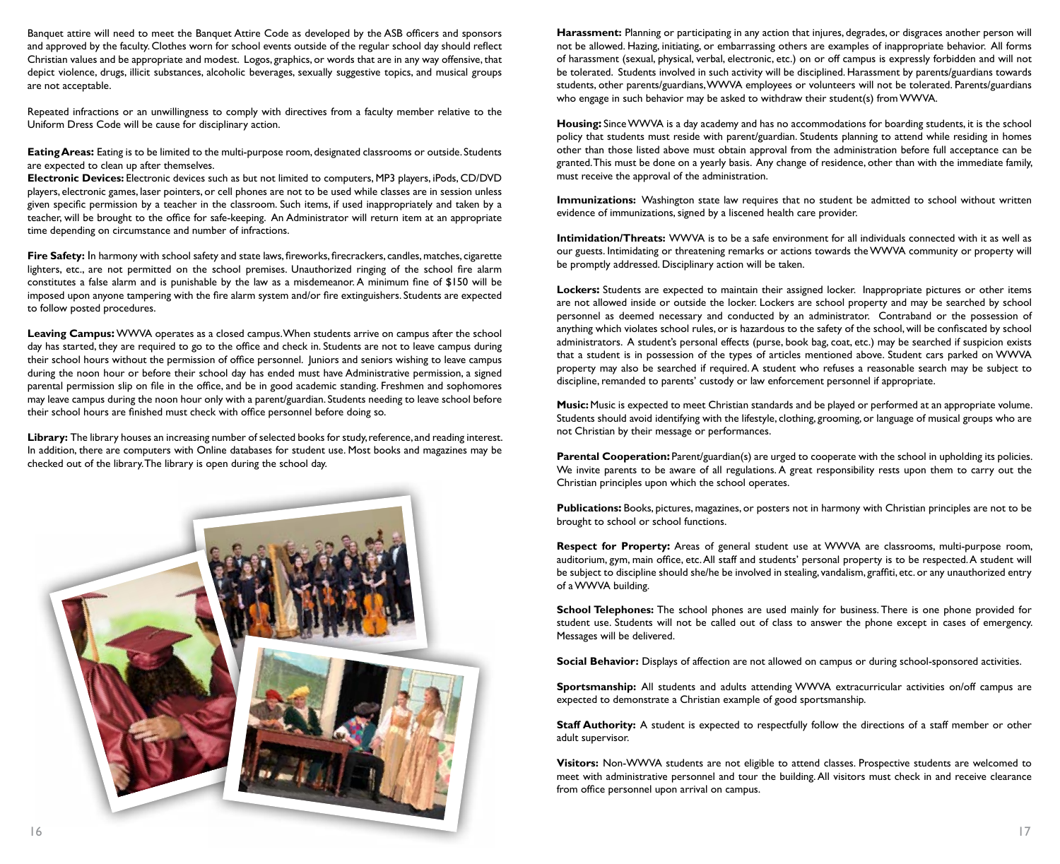Banquet attire will need to meet the Banquet Attire Code as developed by the ASB officers and sponsors and approved by the faculty. Clothes worn for school events outside of the regular school day should reflect Christian values and be appropriate and modest. Logos, graphics, or words that are in any way offensive, that depict violence, drugs, illicit substances, alcoholic beverages, sexually suggestive topics, and musical groups are not acceptable.

Repeated infractions or an unwillingness to comply with directives from a faculty member relative to the Uniform Dress Code will be cause for disciplinary action.

**Eating Areas:** Eating is to be limited to the multi-purpose room, designated classrooms or outside. Students are expected to clean up after themselves.

**Electronic Devices:** Electronic devices such as but not limited to computers, MP3 players, iPods, CD/DVD players, electronic games, laser pointers, or cell phones are not to be used while classes are in session unless given specific permission by a teacher in the classroom. Such items, if used inappropriately and taken by a teacher, will be brought to the office for safe-keeping. An Administrator will return item at an appropriate time depending on circumstance and number of infractions.

**Fire Safety:** In harmony with school safety and state laws, fireworks, firecrackers, candles, matches, cigarette lighters, etc., are not permitted on the school premises. Unauthorized ringing of the school fire alarm constitutes a false alarm and is punishable by the law as a misdemeanor. A minimum fine of $150 will be imposed upon anyone tampering with the fire alarm system and/or fire extinguishers. Students are expected to follow posted procedures.

**Leaving Campus:** WWVA operates as a closed campus. When students arrive on campus after the school day has started, they are required to go to the office and check in. Students are not to leave campus during their school hours without the permission of office personnel. Juniors and seniors wishing to leave campus during the noon hour or before their school day has ended must have Administrative permission, a signed parental permission slip on file in the office, and be in good academic standing. Freshmen and sophomores may leave campus during the noon hour only with a parent/guardian. Students needing to leave school before their school hours are finished must check with office personnel before doing so.

**Library:** The library houses an increasing number of selected books for study, reference, and reading interest. In addition, there are computers with Online databases for student use. Most books and magazines may be checked out of the library. The library is open during the school day.

**Harassment:** Planning or participating in any action that injures, degrades, or disgraces another person will not be allowed. Hazing, initiating, or embarrassing others are examples of inappropriate behavior. All forms of harassment (sexual, physical, verbal, electronic, etc.) on or off campus is expressly forbidden and will not be tolerated. Students involved in such activity will be disciplined. Harassment by parents/guardians towards students, other parents/guardians, WWVA employees or volunteers will not be tolerated. Parents/guardians who engage in such behavior may be asked to withdraw their student(s) from WWVA.

**Housing:** Since WWVA is a day academy and has no accommodations for boarding students, it is the school policy that students must reside with parent/guardian. Students planning to attend while residing in homes other than those listed above must obtain approval from the administration before full acceptance can be granted. This must be done on a yearly basis. Any change of residence, other than with the immediate family, must receive the approval of the administration.

**Immunizations:** Washington state law requires that no student be admitted to school without written evidence of immunizations, signed by a liscened health care provider.

**Intimidation/Threats:** WWVA is to be a safe environment for all individuals connected with it as well as our guests. Intimidating or threatening remarks or actions towards the WWVA community or property will be promptly addressed. Disciplinary action will be taken.

**Lockers:** Students are expected to maintain their assigned locker. Inappropriate pictures or other items are not allowed inside or outside the locker. Lockers are school property and may be searched by school personnel as deemed necessary and conducted by an administrator. Contraband or the possession of anything which violates school rules, or is hazardous to the safety of the school, will be confiscated by school administrators. A student's personal effects (purse, book bag, coat, etc.) may be searched if suspicion exists that a student is in possession of the types of articles mentioned above. Student cars parked on WWVA property may also be searched if required. A student who refuses a reasonable search may be subject to discipline, remanded to parents' custody or law enforcement personnel if appropriate.

**Music:** Music is expected to meet Christian standards and be played or performed at an appropriate volume. Students should avoid identifying with the lifestyle, clothing, grooming, or language of musical groups who are not Christian by their message or performances.

**Parental Cooperation:** Parent/guardian(s) are urged to cooperate with the school in upholding its policies. We invite parents to be aware of all regulations. A great responsibility rests upon them to carry out the Christian principles upon which the school operates.

**Publications:** Books, pictures, magazines, or posters not in harmony with Christian principles are not to be brought to school or school functions.

**Respect for Property:** Areas of general student use at WWVA are classrooms, multi-purpose room, auditorium, gym, main office, etc. All staff and students' personal property is to be respected. A student will be subject to discipline should she/he be involved in stealing, vandalism, graffiti, etc. or any unauthorized entry of a WWVA building.

**School Telephones:** The school phones are used mainly for business. There is one phone provided for student use. Students will not be called out of class to answer the phone except in cases of emergency. Messages will be delivered.

**Social Behavior:** Displays of affection are not allowed on campus or during school-sponsored activities.

**Sportsmanship:** All students and adults attending WWVA extracurricular activities on/off campus are expected to demonstrate a Christian example of good sportsmanship.

**Staff Authority:** A student is expected to respectfully follow the directions of a staff member or other adult supervisor.

**Visitors:** Non-WWVA students are not eligible to attend classes. Prospective students are welcomed to meet with administrative personnel and tour the building. All visitors must check in and receive clearance from office personnel upon arrival on campus.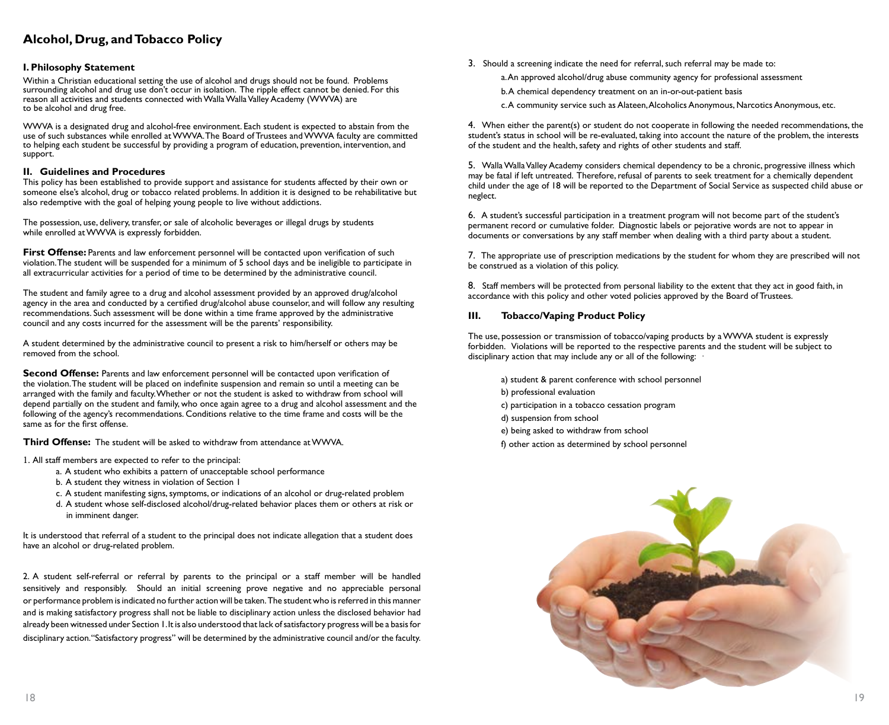## Alcohol, Drug, and Tobacco Policy

### I. Philosophy Statement

Within a Christian educational setting the use of alcohol and drugs should not be found. Problems surrounding alcohol and drug use don't occur in isolation. The ripple effect cannot be denied. For this reason all activities and students connected with Walla Walla Valley Academy (WWVA) are to be alcohol and drug free.

WWVA is a designated drug and alcohol-free environment. Each student is expected to abstain from the use of such substances while enrolled at WWVA. The Board of Trustees and WWVA faculty are committed to helping each student be successful by providing a program of education, prevention, intervention, and support.

### II. Guidelines and Procedures

This policy has been established to provide support and assistance for students affected by their own or someone else's alcohol, drug or tobacco related problems. In addition it is designed to be rehabilitative but also redemptive with the goal of helping young people to live without addictions.

The possession, use, delivery, transfer, or sale of alcoholic beverages or illegal drugs by students while enrolled at WWVA is expressly forbidden.

**First Offense:** Parents and law enforcement personnel will be contacted upon verification of such violation. The student will be suspended for a minimum of 5 school days and be ineligible to participate in all extracurricular activities for a period of time to be determined by the administrative council.

The student and family agree to a drug and alcohol assessment provided by an approved drug/alcohol agency in the area and conducted by a certified drug/alcohol abuse counselor, and will follow any resulting recommendations. Such assessment will be done within a time frame approved by the administrative council and any costs incurred for the assessment will be the parents' responsibility.

A student determined by the administrative council to present a risk to him/herself or others may be removed from the school.

**Second Offense:** Parents and law enforcement personnel will be contacted upon verification of the violation. The student will be placed on indefinite suspension and remain so until a meeting can be arranged with the family and faculty. Whether or not the student is asked to withdraw from school will depend partially on the student and family, who once again agree to a drug and alcohol assessment and the following of the agency's recommendations. Conditions relative to the time frame and costs will be the same as for the first offense.

**Third Offense:** The student will be asked to withdraw from attendance at WWVA.

1. All staff members are expected to refer to the principal:
   a. A student who exhibits a pattern of unacceptable school performance
   b. A student they witness in violation of Section 1
   c. A student manifesting signs, symptoms, or indications of an alcohol or drug-related problem
   d. A student whose self-disclosed alcohol/drug-related behavior places them or others at risk or in imminent danger.

It is understood that referral of a student to the principal does not indicate allegation that a student does have an alcohol or drug-related problem.

2. A student self-referral or referral by parents to the principal or a staff member will be handled sensitively and responsibly. Should an initial screening prove negative and no appreciable personal or performance problem is indicated no further action will be taken. The student who is referred in this manner and is making satisfactory progress shall not be liable to disciplinary action unless the disclosed behavior had already been witnessed under Section 1. It is also understood that lack of satisfactory progress will be a basis for disciplinary action. "Satisfactory progress" will be determined by the administrative council and/or the faculty.

3. Should a screening indicate the need for referral, such referral may be made to:
   a. An approved alcohol/drug abuse community agency for professional assessment
   b. A chemical dependency treatment on an in-or-out-patient basis
   c. A community service such as Alateen, Alcoholics Anonymous, Narcotics Anonymous, etc.

4. When either the parent(s) or student do not cooperate in following the needed recommendations, the student's status in school will be re-evaluated, taking into account the nature of the problem, the interests of the student and the health, safety and rights of other students and staff.

5. Walla Walla Valley Academy considers chemical dependency to be a chronic, progressive illness which may be fatal if left untreated. Therefore, refusal of parents to seek treatment for a chemically dependent child under the age of 18 will be reported to the Department of Social Service as suspected child abuse or neglect.

6. A student's successful participation in a treatment program will not become part of the student's permanent record or cumulative folder. Diagnostic labels or pejorative words are not to appear in documents or conversations by any staff member when dealing with a third party about a student.

7. The appropriate use of prescription medications by the student for whom they are prescribed will not be construed as a violation of this policy.

8. Staff members will be protected from personal liability to the extent that they act in good faith, in accordance with this policy and other voted policies approved by the Board of Trustees.

### III. Tobacco/Vaping Product Policy

The use, possession or transmission of tobacco/vaping products by a WWVA student is expressly forbidden. Violations will be reported to the respective parents and the student will be subject to disciplinary action that may include any or all of the following:

a) student & parent conference with school personnel
b) professional evaluation
c) participation in a tobacco cessation program
d) suspension from school
e) being asked to withdraw from school
f) other action as determined by school personnel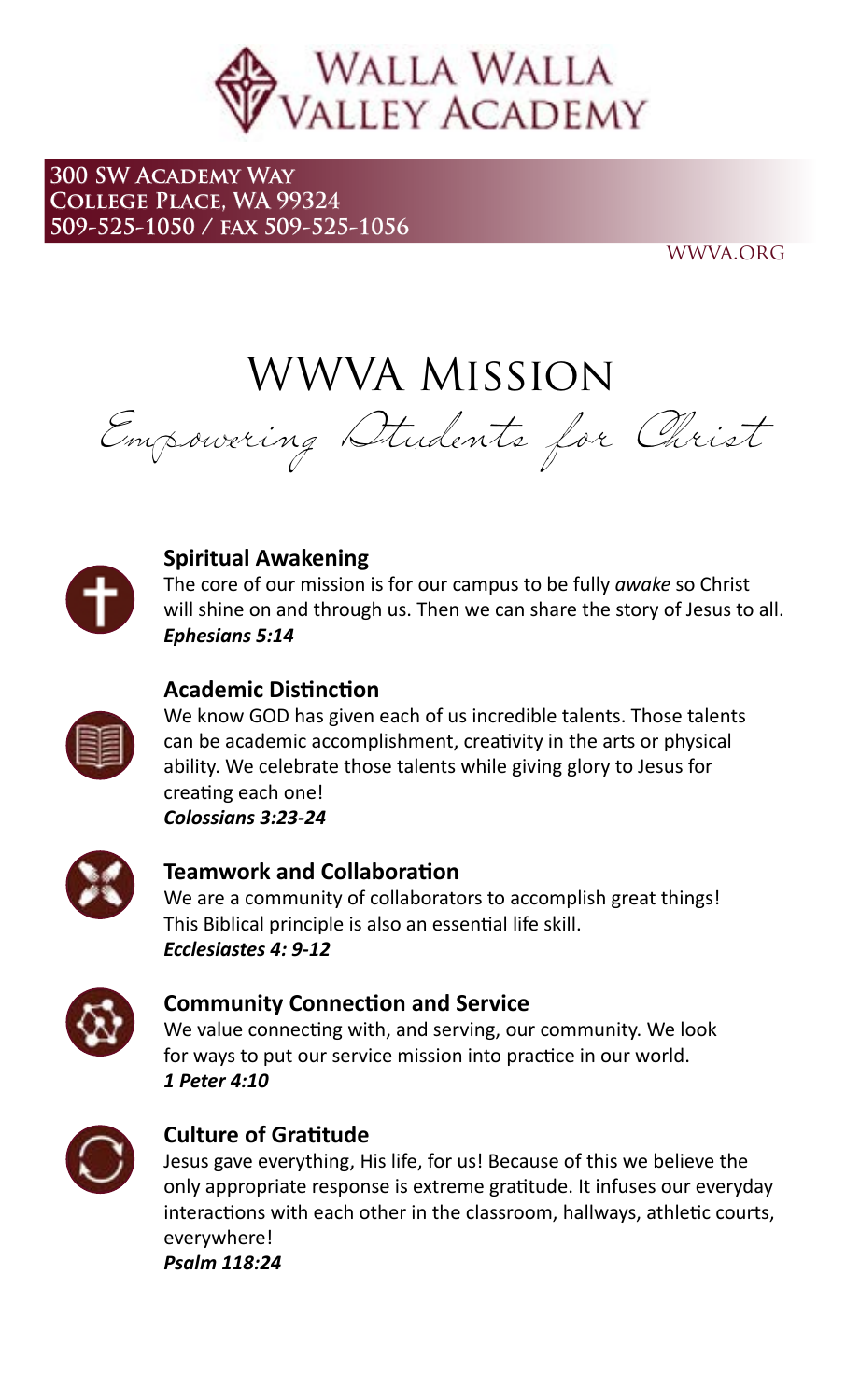# Walla Walla Valley Academy

**300 SW Academy Way**
**College Place, WA 99324**
**509-525-1050 / fax 509-525-1056**

WWVA.ORG

## WWVA Mission

*Empowering Students for Christ*

### Spiritual Awakening

The core of our mission is for our campus to be fully *awake* so Christ will shine on and through us. Then we can share the story of Jesus to all.
***Ephesians 5:14***

### Academic Distinction

We know GOD has given each of us incredible talents. Those talents can be academic accomplishment, creativity in the arts or physical ability. We celebrate those talents while giving glory to Jesus for creating each one!
***Colossians 3:23-24***

### Teamwork and Collaboration

We are a community of collaborators to accomplish great things! This Biblical principle is also an essential life skill.
***Ecclesiastes 4: 9-12***

### Community Connection and Service

We value connecting with, and serving, our community. We look for ways to put our service mission into practice in our world.
***1 Peter 4:10***

### Culture of Gratitude

Jesus gave everything, His life, for us! Because of this we believe the only appropriate response is extreme gratitude. It infuses our everyday interactions with each other in the classroom, hallways, athletic courts, everywhere!
***Psalm 118:24***